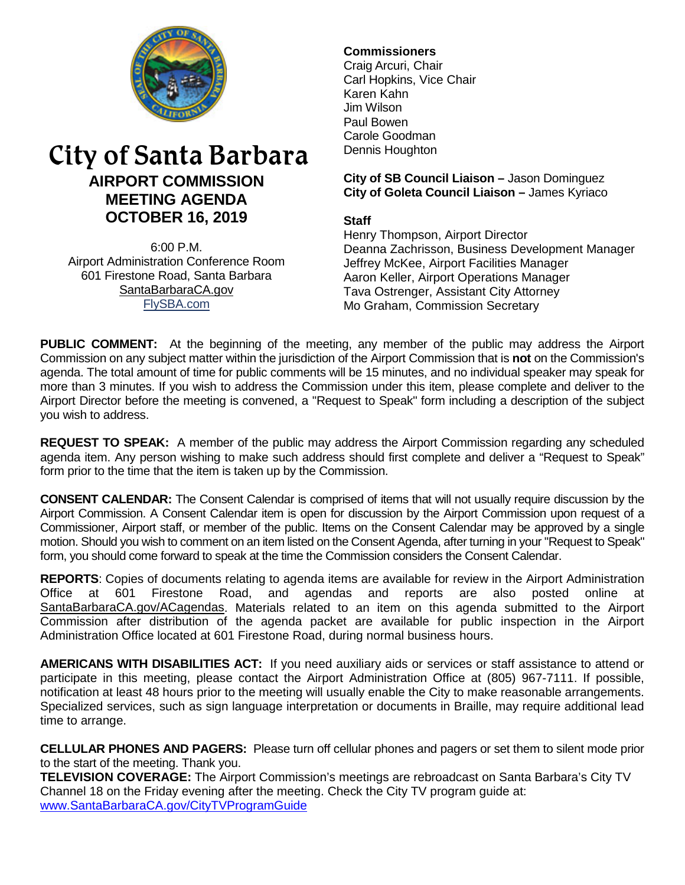# City of Santa Barbara

## AIRPORT COMMISSION MEETING AGENDA OCTOBER 16, 2019

6:00 P.M.
Airport Administration Conference Room
601 Firestone Road, Santa Barbara
SantaBarbaraCA.gov
FlySBA.com

**Commissioners**
Craig Arcuri, Chair
Carl Hopkins, Vice Chair
Karen Kahn
Jim Wilson
Paul Bowen
Carole Goodman
Dennis Houghton

**City of SB Council Liaison –** Jason Dominguez
**City of Goleta Council Liaison –** James Kyriaco

**Staff**
Henry Thompson, Airport Director
Deanna Zachrisson, Business Development Manager
Jeffrey McKee, Airport Facilities Manager
Aaron Keller, Airport Operations Manager
Tava Ostrenger, Assistant City Attorney
Mo Graham, Commission Secretary

**PUBLIC COMMENT:** At the beginning of the meeting, any member of the public may address the Airport Commission on any subject matter within the jurisdiction of the Airport Commission that is **not** on the Commission's agenda. The total amount of time for public comments will be 15 minutes, and no individual speaker may speak for more than 3 minutes. If you wish to address the Commission under this item, please complete and deliver to the Airport Director before the meeting is convened, a "Request to Speak" form including a description of the subject you wish to address.

**REQUEST TO SPEAK:** A member of the public may address the Airport Commission regarding any scheduled agenda item. Any person wishing to make such address should first complete and deliver a "Request to Speak" form prior to the time that the item is taken up by the Commission.

**CONSENT CALENDAR:** The Consent Calendar is comprised of items that will not usually require discussion by the Airport Commission. A Consent Calendar item is open for discussion by the Airport Commission upon request of a Commissioner, Airport staff, or member of the public. Items on the Consent Calendar may be approved by a single motion. Should you wish to comment on an item listed on the Consent Agenda, after turning in your "Request to Speak" form, you should come forward to speak at the time the Commission considers the Consent Calendar.

**REPORTS**: Copies of documents relating to agenda items are available for review in the Airport Administration Office at 601 Firestone Road, and agendas and reports are also posted online at SantaBarbaraCA.gov/ACagendas. Materials related to an item on this agenda submitted to the Airport Commission after distribution of the agenda packet are available for public inspection in the Airport Administration Office located at 601 Firestone Road, during normal business hours.

**AMERICANS WITH DISABILITIES ACT:** If you need auxiliary aids or services or staff assistance to attend or participate in this meeting, please contact the Airport Administration Office at (805) 967-7111. If possible, notification at least 48 hours prior to the meeting will usually enable the City to make reasonable arrangements. Specialized services, such as sign language interpretation or documents in Braille, may require additional lead time to arrange.

**CELLULAR PHONES AND PAGERS:** Please turn off cellular phones and pagers or set them to silent mode prior to the start of the meeting. Thank you.

**TELEVISION COVERAGE:** The Airport Commission's meetings are rebroadcast on Santa Barbara's City TV Channel 18 on the Friday evening after the meeting. Check the City TV program guide at: www.SantaBarbaraCA.gov/CityTVProgramGuide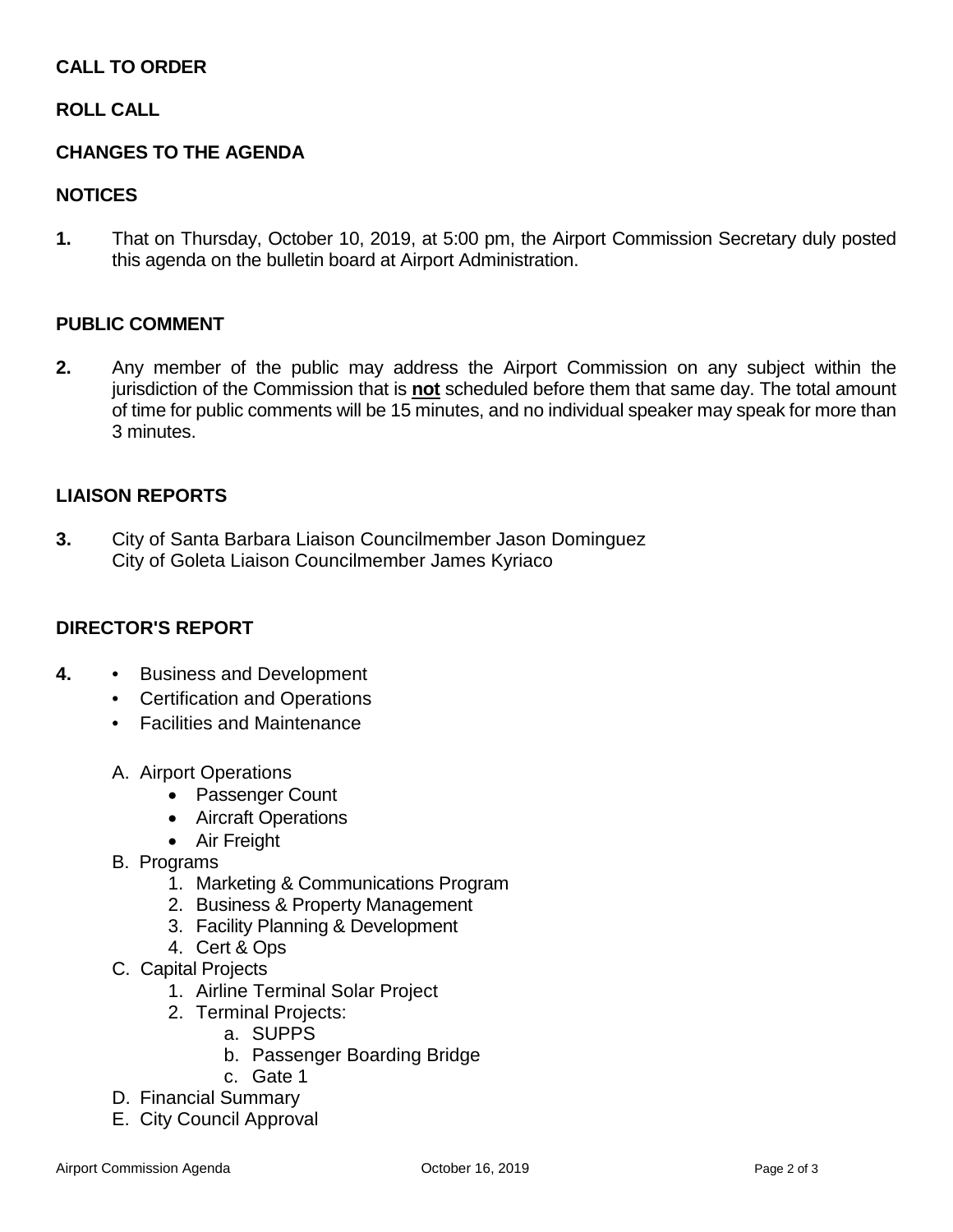**CALL TO ORDER**

**ROLL CALL**

**CHANGES TO THE AGENDA**

**NOTICES**

**1.** That on Thursday, October 10, 2019, at 5:00 pm, the Airport Commission Secretary duly posted this agenda on the bulletin board at Airport Administration.

**PUBLIC COMMENT**

**2.** Any member of the public may address the Airport Commission on any subject within the jurisdiction of the Commission that is **<u>not</u>** scheduled before them that same day. The total amount of time for public comments will be 15 minutes, and no individual speaker may speak for more than 3 minutes.

**LIAISON REPORTS**

**3.** City of Santa Barbara Liaison Councilmember Jason Dominguez
City of Goleta Liaison Councilmember James Kyriaco

**DIRECTOR'S REPORT**

**4.**
- Business and Development
- Certification and Operations
- Facilities and Maintenance

A. Airport Operations
   - Passenger Count
   - Aircraft Operations
   - Air Freight

B. Programs
   1. Marketing & Communications Program
   2. Business & Property Management
   3. Facility Planning & Development
   4. Cert & Ops

C. Capital Projects
   1. Airline Terminal Solar Project
   2. Terminal Projects:
      a. SUPPS
      b. Passenger Boarding Bridge
      c. Gate 1

D. Financial Summary

E. City Council Approval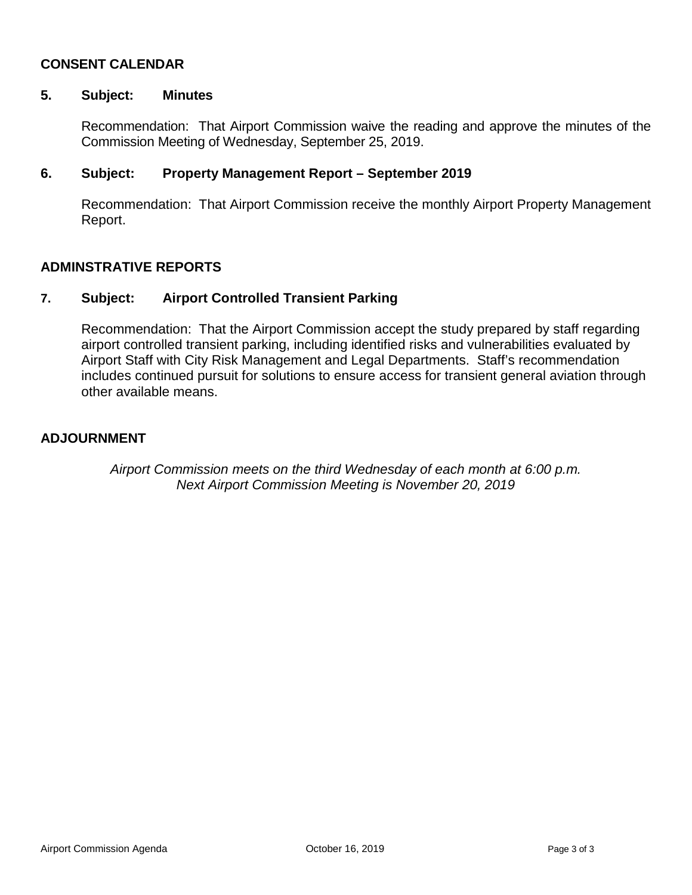## CONSENT CALENDAR

**5. Subject: Minutes**

Recommendation: That Airport Commission waive the reading and approve the minutes of the Commission Meeting of Wednesday, September 25, 2019.

**6. Subject: Property Management Report – September 2019**

Recommendation: That Airport Commission receive the monthly Airport Property Management Report.

## ADMINSTRATIVE REPORTS

**7. Subject: Airport Controlled Transient Parking**

Recommendation: That the Airport Commission accept the study prepared by staff regarding airport controlled transient parking, including identified risks and vulnerabilities evaluated by Airport Staff with City Risk Management and Legal Departments. Staff's recommendation includes continued pursuit for solutions to ensure access for transient general aviation through other available means.

## ADJOURNMENT

*Airport Commission meets on the third Wednesday of each month at 6:00 p.m.*
*Next Airport Commission Meeting is November 20, 2019*